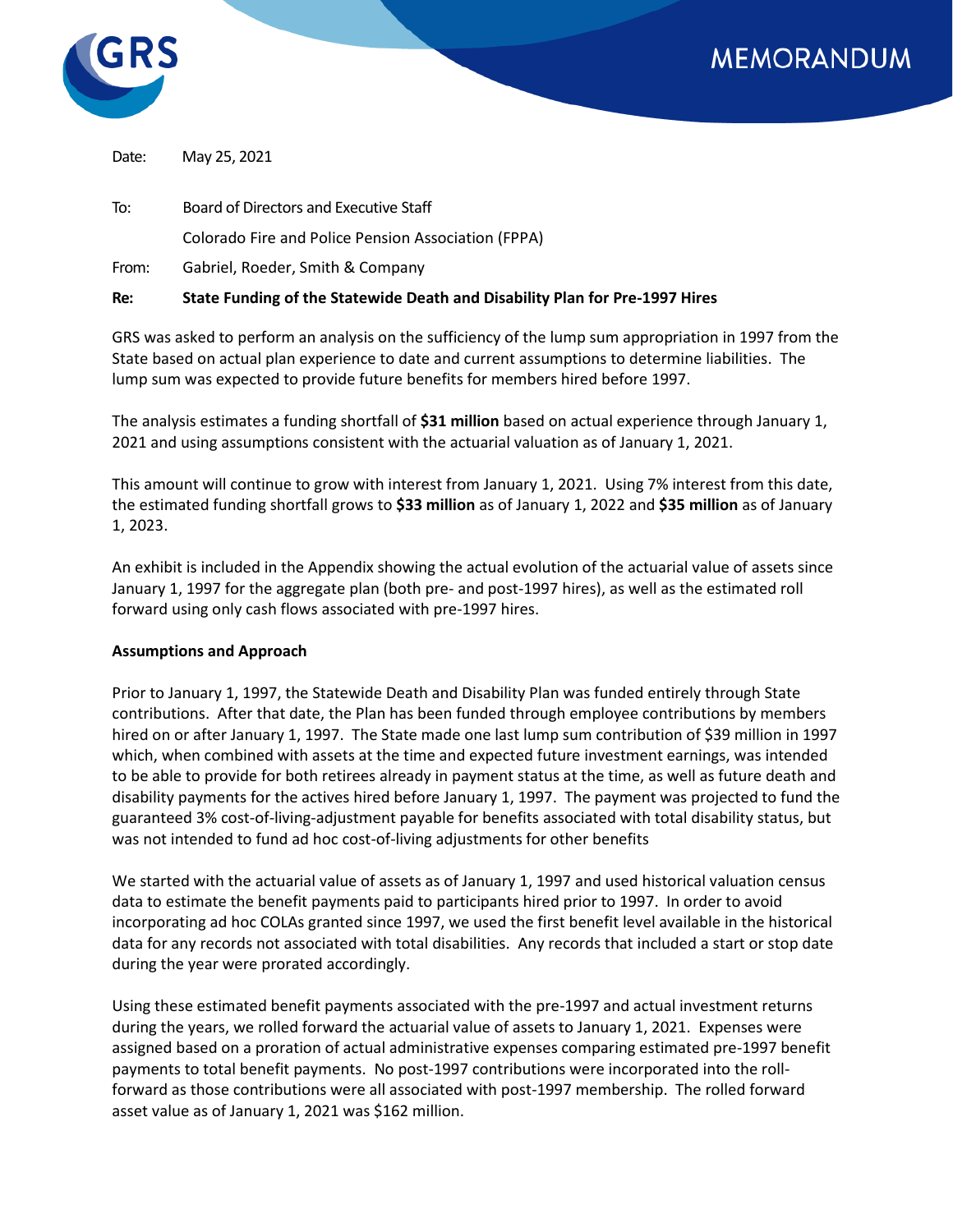# MEMORANDUM

Date: May 25, 2021

To: Board of Directors and Executive Staff

Colorado Fire and Police Pension Association (FPPA)

From: Gabriel, Roeder, Smith & Company

**Re: State Funding of the Statewide Death and Disability Plan for Pre-1997 Hires**

GRS was asked to perform an analysis on the sufficiency of the lump sum appropriation in 1997 from the State based on actual plan experience to date and current assumptions to determine liabilities. The lump sum was expected to provide future benefits for members hired before 1997.

The analysis estimates a funding shortfall of **$31 million** based on actual experience through January 1, 2021 and using assumptions consistent with the actuarial valuation as of January 1, 2021.

This amount will continue to grow with interest from January 1, 2021. Using 7% interest from this date, the estimated funding shortfall grows to **$33 million** as of January 1, 2022 and **$35 million** as of January 1, 2023.

An exhibit is included in the Appendix showing the actual evolution of the actuarial value of assets since January 1, 1997 for the aggregate plan (both pre- and post-1997 hires), as well as the estimated roll forward using only cash flows associated with pre-1997 hires.

**Assumptions and Approach**

Prior to January 1, 1997, the Statewide Death and Disability Plan was funded entirely through State contributions. After that date, the Plan has been funded through employee contributions by members hired on or after January 1, 1997. The State made one last lump sum contribution of $39 million in 1997 which, when combined with assets at the time and expected future investment earnings, was intended to be able to provide for both retirees already in payment status at the time, as well as future death and disability payments for the actives hired before January 1, 1997. The payment was projected to fund the guaranteed 3% cost-of-living-adjustment payable for benefits associated with total disability status, but was not intended to fund ad hoc cost-of-living adjustments for other benefits

We started with the actuarial value of assets as of January 1, 1997 and used historical valuation census data to estimate the benefit payments paid to participants hired prior to 1997. In order to avoid incorporating ad hoc COLAs granted since 1997, we used the first benefit level available in the historical data for any records not associated with total disabilities. Any records that included a start or stop date during the year were prorated accordingly.

Using these estimated benefit payments associated with the pre-1997 and actual investment returns during the years, we rolled forward the actuarial value of assets to January 1, 2021. Expenses were assigned based on a proration of actual administrative expenses comparing estimated pre-1997 benefit payments to total benefit payments. No post-1997 contributions were incorporated into the roll-forward as those contributions were all associated with post-1997 membership. The rolled forward asset value as of January 1, 2021 was $162 million.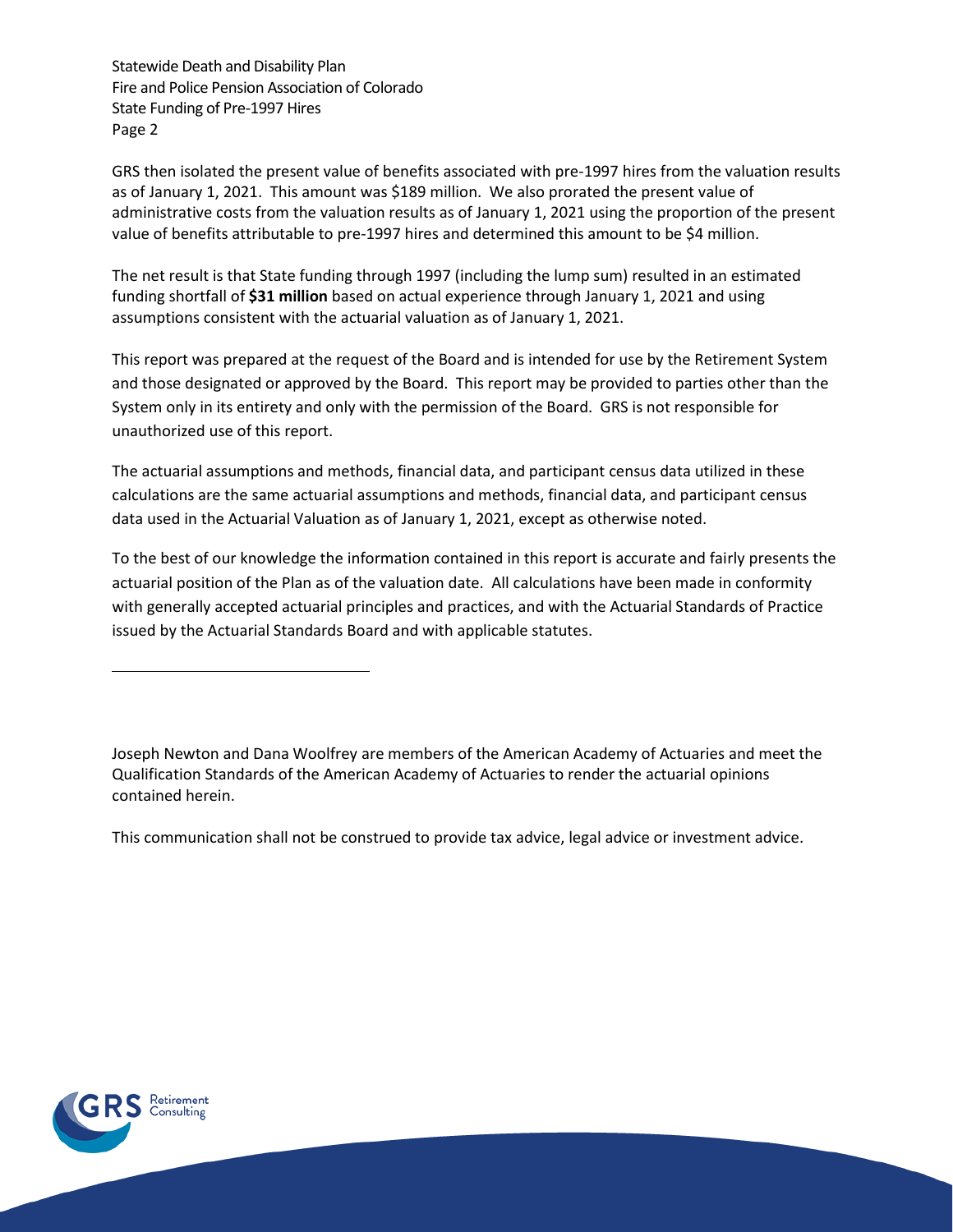GRS then isolated the present value of benefits associated with pre-1997 hires from the valuation results as of January 1, 2021. This amount was $189 million. We also prorated the present value of administrative costs from the valuation results as of January 1, 2021 using the proportion of the present value of benefits attributable to pre-1997 hires and determined this amount to be $4 million.

The net result is that State funding through 1997 (including the lump sum) resulted in an estimated funding shortfall of **$31 million** based on actual experience through January 1, 2021 and using assumptions consistent with the actuarial valuation as of January 1, 2021.

This report was prepared at the request of the Board and is intended for use by the Retirement System and those designated or approved by the Board. This report may be provided to parties other than the System only in its entirety and only with the permission of the Board. GRS is not responsible for unauthorized use of this report.

The actuarial assumptions and methods, financial data, and participant census data utilized in these calculations are the same actuarial assumptions and methods, financial data, and participant census data used in the Actuarial Valuation as of January 1, 2021, except as otherwise noted.

To the best of our knowledge the information contained in this report is accurate and fairly presents the actuarial position of the Plan as of the valuation date. All calculations have been made in conformity with generally accepted actuarial principles and practices, and with the Actuarial Standards of Practice issued by the Actuarial Standards Board and with applicable statutes.

---

Joseph Newton and Dana Woolfrey are members of the American Academy of Actuaries and meet the Qualification Standards of the American Academy of Actuaries to render the actuarial opinions contained herein.

This communication shall not be construed to provide tax advice, legal advice or investment advice.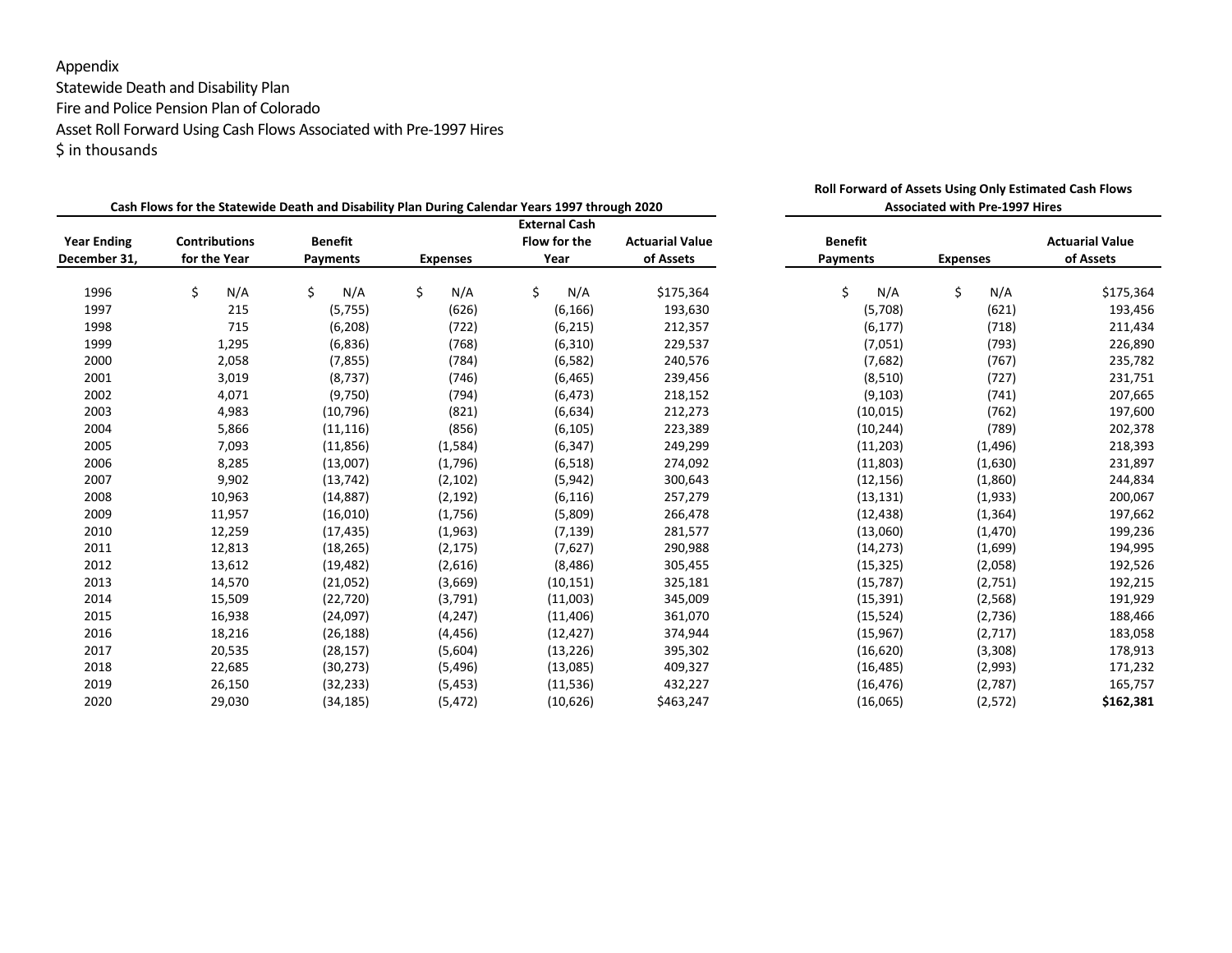Appendix
Statewide Death and Disability Plan
Fire and Police Pension Plan of Colorado
Asset Roll Forward Using Cash Flows Associated with Pre-1997 Hires
$ in thousands

| | Cash Flows for the Statewide Death and Disability Plan During Calendar Years 1997 through 2020 | | | | | Roll Forward of Assets Using Only Estimated Cash Flows Associated with Pre-1997 Hires | | |
|---|---|---|---|---|---|---|---|---|
| Year Ending December 31, | Contributions for the Year | Benefit Payments | Expenses | External Cash Flow for the Year | Actuarial Value of Assets | Benefit Payments | Expenses | Actuarial Value of Assets |
| 1996 | $ N/A | $ N/A | $ N/A | $ N/A | $175,364 | $ N/A | $ N/A | $175,364 |
| 1997 | 215 | (5,755) | (626) | (6,166) | 193,630 | (5,708) | (621) | 193,456 |
| 1998 | 715 | (6,208) | (722) | (6,215) | 212,357 | (6,177) | (718) | 211,434 |
| 1999 | 1,295 | (6,836) | (768) | (6,310) | 229,537 | (7,051) | (793) | 226,890 |
| 2000 | 2,058 | (7,855) | (784) | (6,582) | 240,576 | (7,682) | (767) | 235,782 |
| 2001 | 3,019 | (8,737) | (746) | (6,465) | 239,456 | (8,510) | (727) | 231,751 |
| 2002 | 4,071 | (9,750) | (794) | (6,473) | 218,152 | (9,103) | (741) | 207,665 |
| 2003 | 4,983 | (10,796) | (821) | (6,634) | 212,273 | (10,015) | (762) | 197,600 |
| 2004 | 5,866 | (11,116) | (856) | (6,105) | 223,389 | (10,244) | (789) | 202,378 |
| 2005 | 7,093 | (11,856) | (1,584) | (6,347) | 249,299 | (11,203) | (1,496) | 218,393 |
| 2006 | 8,285 | (13,007) | (1,796) | (6,518) | 274,092 | (11,803) | (1,630) | 231,897 |
| 2007 | 9,902 | (13,742) | (2,102) | (5,942) | 300,643 | (12,156) | (1,860) | 244,834 |
| 2008 | 10,963 | (14,887) | (2,192) | (6,116) | 257,279 | (13,131) | (1,933) | 200,067 |
| 2009 | 11,957 | (16,010) | (1,756) | (5,809) | 266,478 | (12,438) | (1,364) | 197,662 |
| 2010 | 12,259 | (17,435) | (1,963) | (7,139) | 281,577 | (13,060) | (1,470) | 199,236 |
| 2011 | 12,813 | (18,265) | (2,175) | (7,627) | 290,988 | (14,273) | (1,699) | 194,995 |
| 2012 | 13,612 | (19,482) | (2,616) | (8,486) | 305,455 | (15,325) | (2,058) | 192,526 |
| 2013 | 14,570 | (21,052) | (3,669) | (10,151) | 325,181 | (15,787) | (2,751) | 192,215 |
| 2014 | 15,509 | (22,720) | (3,791) | (11,003) | 345,009 | (15,391) | (2,568) | 191,929 |
| 2015 | 16,938 | (24,097) | (4,247) | (11,406) | 361,070 | (15,524) | (2,736) | 188,466 |
| 2016 | 18,216 | (26,188) | (4,456) | (12,427) | 374,944 | (15,967) | (2,717) | 183,058 |
| 2017 | 20,535 | (28,157) | (5,604) | (13,226) | 395,302 | (16,620) | (3,308) | 178,913 |
| 2018 | 22,685 | (30,273) | (5,496) | (13,085) | 409,327 | (16,485) | (2,993) | 171,232 |
| 2019 | 26,150 | (32,233) | (5,453) | (11,536) | 432,227 | (16,476) | (2,787) | 165,757 |
| 2020 | 29,030 | (34,185) | (5,472) | (10,626) | $463,247 | (16,065) | (2,572) | **$162,381** |